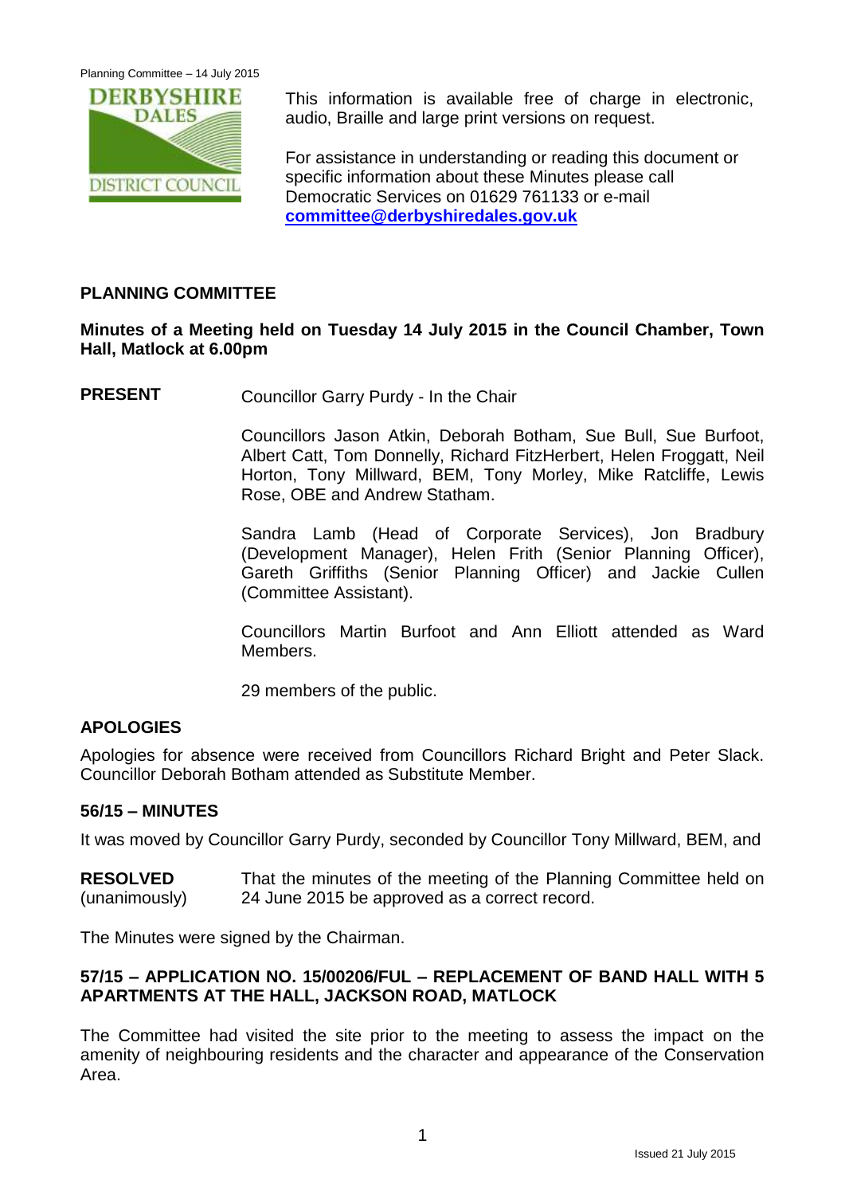This information is available free of charge in electronic, audio, Braille and large print versions on request.

For assistance in understanding or reading this document or specific information about these Minutes please call Democratic Services on 01629 761133 or e-mail **committee@derbyshiredales.gov.uk**

## PLANNING COMMITTEE

**Minutes of a Meeting held on Tuesday 14 July 2015 in the Council Chamber, Town Hall, Matlock at 6.00pm**

**PRESENT** Councillor Garry Purdy - In the Chair

Councillors Jason Atkin, Deborah Botham, Sue Bull, Sue Burfoot, Albert Catt, Tom Donnelly, Richard FitzHerbert, Helen Froggatt, Neil Horton, Tony Millward, BEM, Tony Morley, Mike Ratcliffe, Lewis Rose, OBE and Andrew Statham.

Sandra Lamb (Head of Corporate Services), Jon Bradbury (Development Manager), Helen Frith (Senior Planning Officer), Gareth Griffiths (Senior Planning Officer) and Jackie Cullen (Committee Assistant).

Councillors Martin Burfoot and Ann Elliott attended as Ward Members.

29 members of the public.

### APOLOGIES

Apologies for absence were received from Councillors Richard Bright and Peter Slack. Councillor Deborah Botham attended as Substitute Member.

### 56/15 – MINUTES

It was moved by Councillor Garry Purdy, seconded by Councillor Tony Millward, BEM, and

**RESOLVED** (unanimously) That the minutes of the meeting of the Planning Committee held on 24 June 2015 be approved as a correct record.

The Minutes were signed by the Chairman.

### 57/15 – APPLICATION NO. 15/00206/FUL – REPLACEMENT OF BAND HALL WITH 5 APARTMENTS AT THE HALL, JACKSON ROAD, MATLOCK

The Committee had visited the site prior to the meeting to assess the impact on the amenity of neighbouring residents and the character and appearance of the Conservation Area.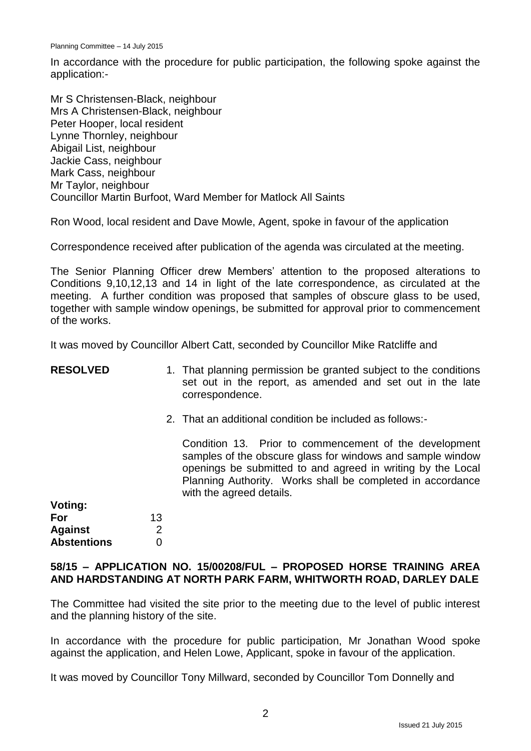In accordance with the procedure for public participation, the following spoke against the application:-

Mr S Christensen-Black, neighbour
Mrs A Christensen-Black, neighbour
Peter Hooper, local resident
Lynne Thornley, neighbour
Abigail List, neighbour
Jackie Cass, neighbour
Mark Cass, neighbour
Mr Taylor, neighbour
Councillor Martin Burfoot, Ward Member for Matlock All Saints

Ron Wood, local resident and Dave Mowle, Agent, spoke in favour of the application

Correspondence received after publication of the agenda was circulated at the meeting.

The Senior Planning Officer drew Members' attention to the proposed alterations to Conditions 9,10,12,13 and 14 in light of the late correspondence, as circulated at the meeting. A further condition was proposed that samples of obscure glass to be used, together with sample window openings, be submitted for approval prior to commencement of the works.

It was moved by Councillor Albert Catt, seconded by Councillor Mike Ratcliffe and

**RESOLVED**

1. That planning permission be granted subject to the conditions set out in the report, as amended and set out in the late correspondence.

2. That an additional condition be included as follows:-

   Condition 13. Prior to commencement of the development samples of the obscure glass for windows and sample window openings be submitted to and agreed in writing by the Local Planning Authority. Works shall be completed in accordance with the agreed details.

**Voting:**

| | |
|---|---|
| **For** | 13 |
| **Against** | 2 |
| **Abstentions** | 0 |

**58/15 – APPLICATION NO. 15/00208/FUL – PROPOSED HORSE TRAINING AREA AND HARDSTANDING AT NORTH PARK FARM, WHITWORTH ROAD, DARLEY DALE**

The Committee had visited the site prior to the meeting due to the level of public interest and the planning history of the site.

In accordance with the procedure for public participation, Mr Jonathan Wood spoke against the application, and Helen Lowe, Applicant, spoke in favour of the application.

It was moved by Councillor Tony Millward, seconded by Councillor Tom Donnelly and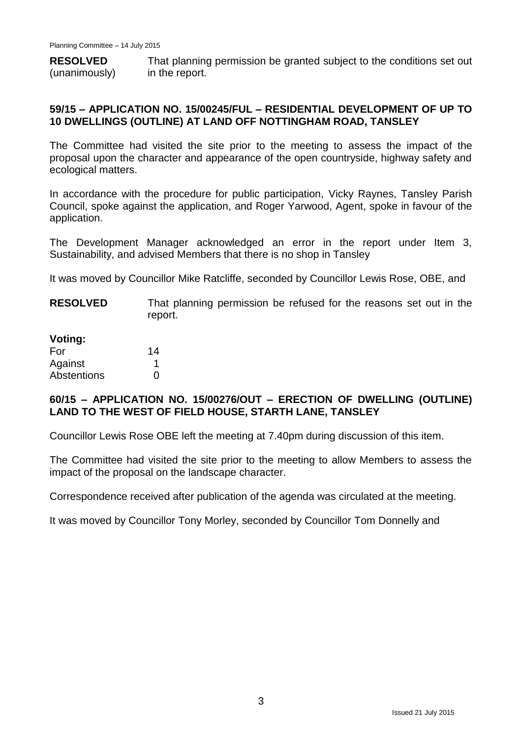| **RESOLVED** (unanimously) | That planning permission be granted subject to the conditions set out in the report. |
|---|---|

## 59/15 – APPLICATION NO. 15/00245/FUL – RESIDENTIAL DEVELOPMENT OF UP TO 10 DWELLINGS (OUTLINE) AT LAND OFF NOTTINGHAM ROAD, TANSLEY

The Committee had visited the site prior to the meeting to assess the impact of the proposal upon the character and appearance of the open countryside, highway safety and ecological matters.

In accordance with the procedure for public participation, Vicky Raynes, Tansley Parish Council, spoke against the application, and Roger Yarwood, Agent, spoke in favour of the application.

The Development Manager acknowledged an error in the report under Item 3, Sustainability, and advised Members that there is no shop in Tansley

It was moved by Councillor Mike Ratcliffe, seconded by Councillor Lewis Rose, OBE, and

**RESOLVED** That planning permission be refused for the reasons set out in the report.

**Voting:**

| | |
|---|---|
| For | 14 |
| Against | 1 |
| Abstentions | 0 |

## 60/15 – APPLICATION NO. 15/00276/OUT – ERECTION OF DWELLING (OUTLINE) LAND TO THE WEST OF FIELD HOUSE, STARTH LANE, TANSLEY

Councillor Lewis Rose OBE left the meeting at 7.40pm during discussion of this item.

The Committee had visited the site prior to the meeting to allow Members to assess the impact of the proposal on the landscape character.

Correspondence received after publication of the agenda was circulated at the meeting.

It was moved by Councillor Tony Morley, seconded by Councillor Tom Donnelly and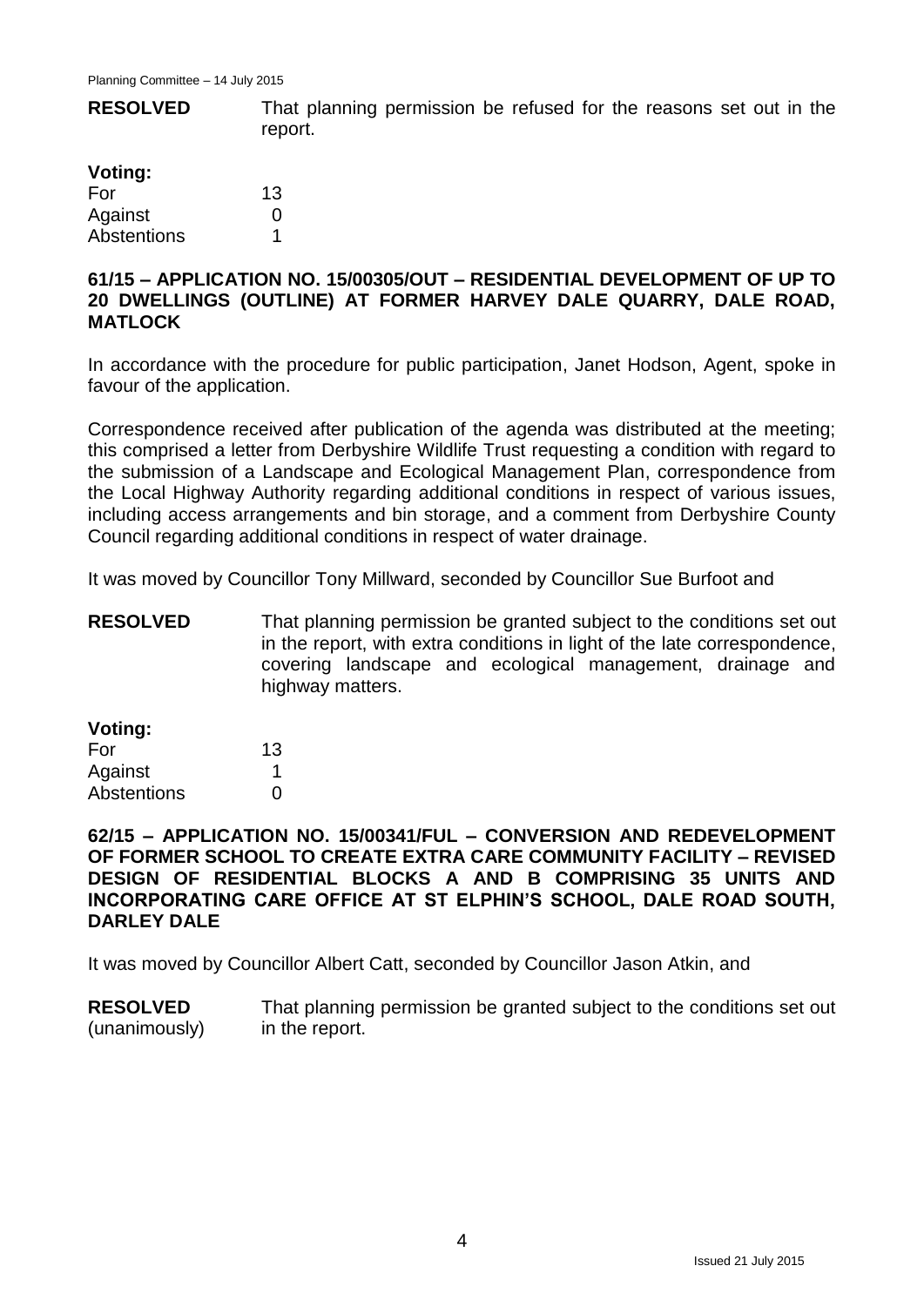**RESOLVED** That planning permission be refused for the reasons set out in the report.

**Voting:**

| | |
|---|---|
| For | 13 |
| Against | 0 |
| Abstentions | 1 |

## 61/15 – APPLICATION NO. 15/00305/OUT – RESIDENTIAL DEVELOPMENT OF UP TO 20 DWELLINGS (OUTLINE) AT FORMER HARVEY DALE QUARRY, DALE ROAD, MATLOCK

In accordance with the procedure for public participation, Janet Hodson, Agent, spoke in favour of the application.

Correspondence received after publication of the agenda was distributed at the meeting; this comprised a letter from Derbyshire Wildlife Trust requesting a condition with regard to the submission of a Landscape and Ecological Management Plan, correspondence from the Local Highway Authority regarding additional conditions in respect of various issues, including access arrangements and bin storage, and a comment from Derbyshire County Council regarding additional conditions in respect of water drainage.

It was moved by Councillor Tony Millward, seconded by Councillor Sue Burfoot and

**RESOLVED** That planning permission be granted subject to the conditions set out in the report, with extra conditions in light of the late correspondence, covering landscape and ecological management, drainage and highway matters.

**Voting:**

| | |
|---|---|
| For | 13 |
| Against | 1 |
| Abstentions | 0 |

## 62/15 – APPLICATION NO. 15/00341/FUL – CONVERSION AND REDEVELOPMENT OF FORMER SCHOOL TO CREATE EXTRA CARE COMMUNITY FACILITY – REVISED DESIGN OF RESIDENTIAL BLOCKS A AND B COMPRISING 35 UNITS AND INCORPORATING CARE OFFICE AT ST ELPHIN'S SCHOOL, DALE ROAD SOUTH, DARLEY DALE

It was moved by Councillor Albert Catt, seconded by Councillor Jason Atkin, and

**RESOLVED** (unanimously) That planning permission be granted subject to the conditions set out in the report.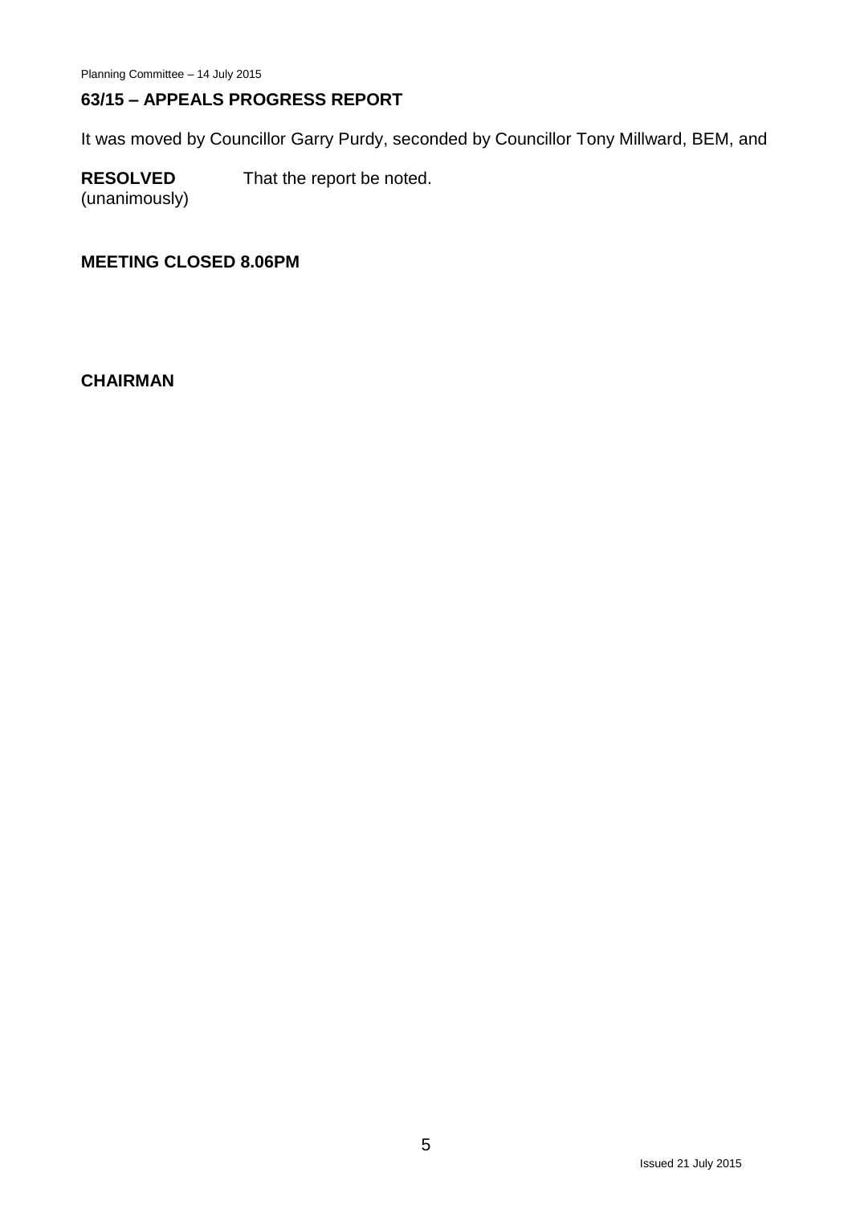## 63/15 – APPEALS PROGRESS REPORT

It was moved by Councillor Garry Purdy, seconded by Councillor Tony Millward, BEM, and

**RESOLVED** (unanimously) That the report be noted.

**MEETING CLOSED 8.06PM**

**CHAIRMAN**

Issued 21 July 2015